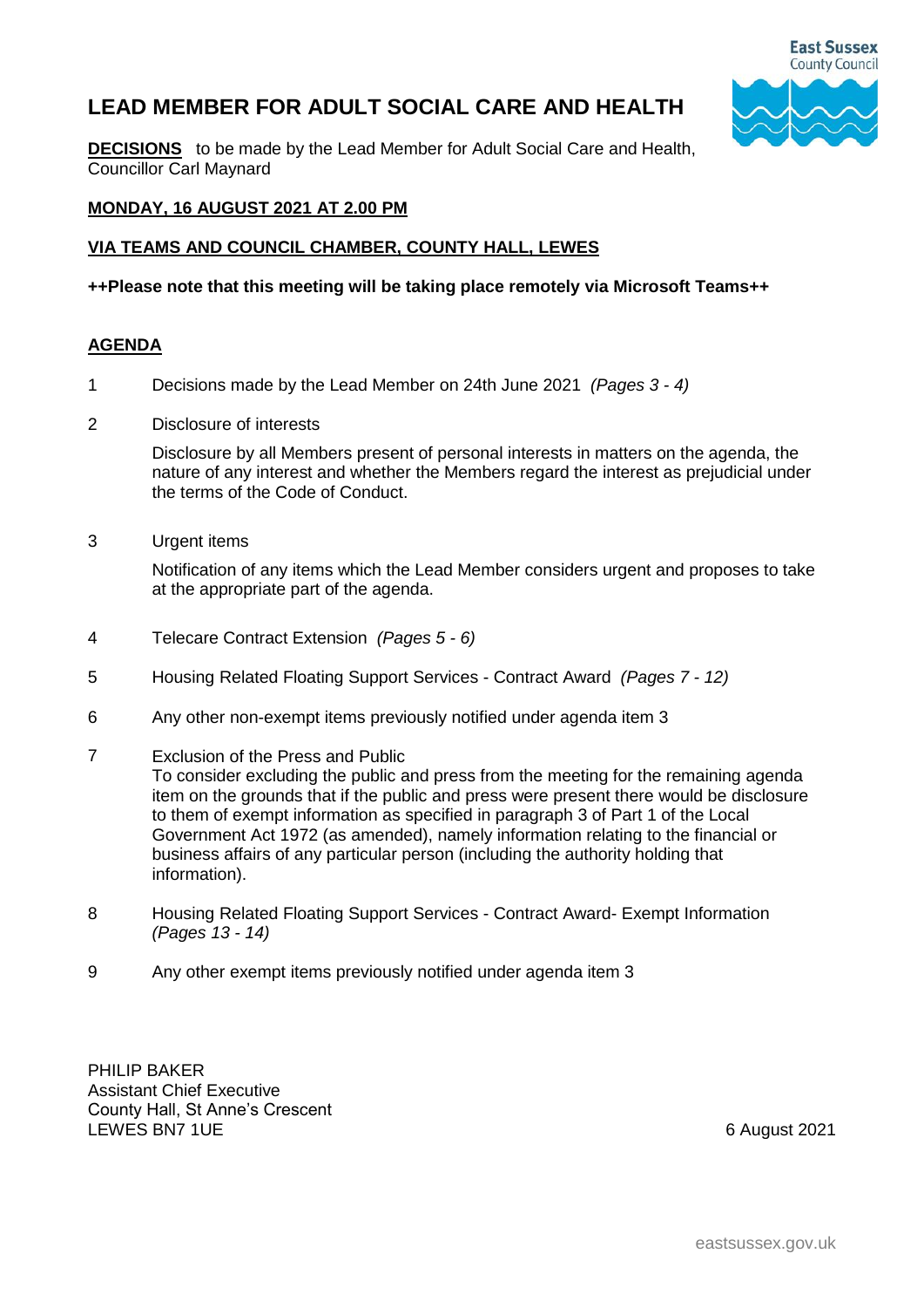# LEAD MEMBER FOR ADULT SOCIAL CARE AND HEALTH

**DECISIONS** to be made by the Lead Member for Adult Social Care and Health, Councillor Carl Maynard

**MONDAY, 16 AUGUST 2021 AT 2.00 PM**

**VIA TEAMS AND COUNCIL CHAMBER, COUNTY HALL, LEWES**

**++Please note that this meeting will be taking place remotely via Microsoft Teams++**

## AGENDA

1. Decisions made by the Lead Member on 24th June 2021 *(Pages 3 - 4)*

2. Disclosure of interests

   Disclosure by all Members present of personal interests in matters on the agenda, the nature of any interest and whether the Members regard the interest as prejudicial under the terms of the Code of Conduct.

3. Urgent items

   Notification of any items which the Lead Member considers urgent and proposes to take at the appropriate part of the agenda.

4. Telecare Contract Extension *(Pages 5 - 6)*

5. Housing Related Floating Support Services - Contract Award *(Pages 7 - 12)*

6. Any other non-exempt items previously notified under agenda item 3

7. Exclusion of the Press and Public
   To consider excluding the public and press from the meeting for the remaining agenda item on the grounds that if the public and press were present there would be disclosure to them of exempt information as specified in paragraph 3 of Part 1 of the Local Government Act 1972 (as amended), namely information relating to the financial or business affairs of any particular person (including the authority holding that information).

8. Housing Related Floating Support Services - Contract Award- Exempt Information *(Pages 13 - 14)*

9. Any other exempt items previously notified under agenda item 3

PHILIP BAKER
Assistant Chief Executive
County Hall, St Anne's Crescent
LEWES BN7 1UE

6 August 2021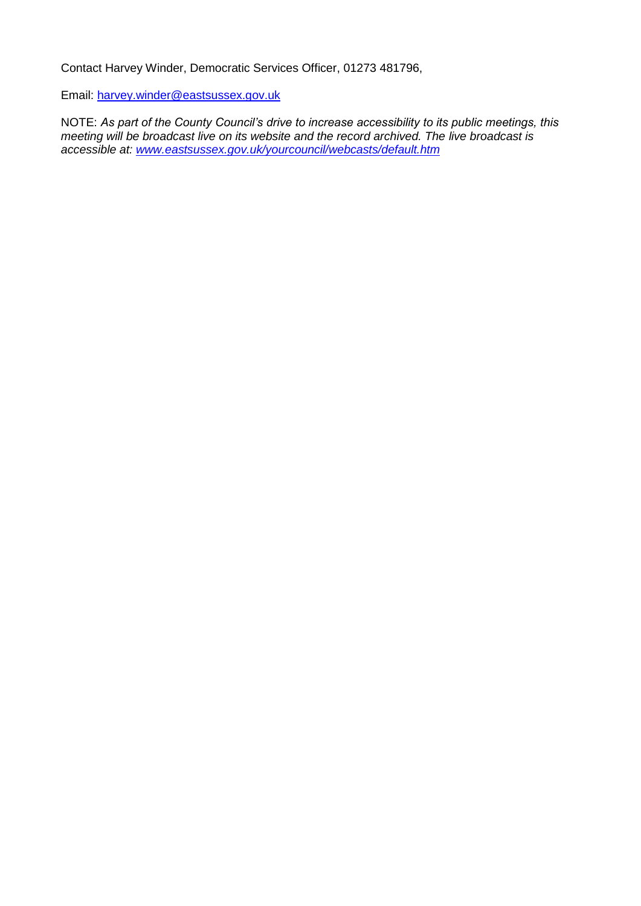Contact Harvey Winder, Democratic Services Officer, 01273 481796,

Email: [harvey.winder@eastsussex.gov.uk](mailto:harvey.winder@eastsussex.gov.uk)

NOTE: *As part of the County Council's drive to increase accessibility to its public meetings, this meeting will be broadcast live on its website and the record archived. The live broadcast is accessible at: [www.eastsussex.gov.uk/yourcouncil/webcasts/default.htm](http://www.eastsussex.gov.uk/yourcouncil/webcasts/default.htm)*